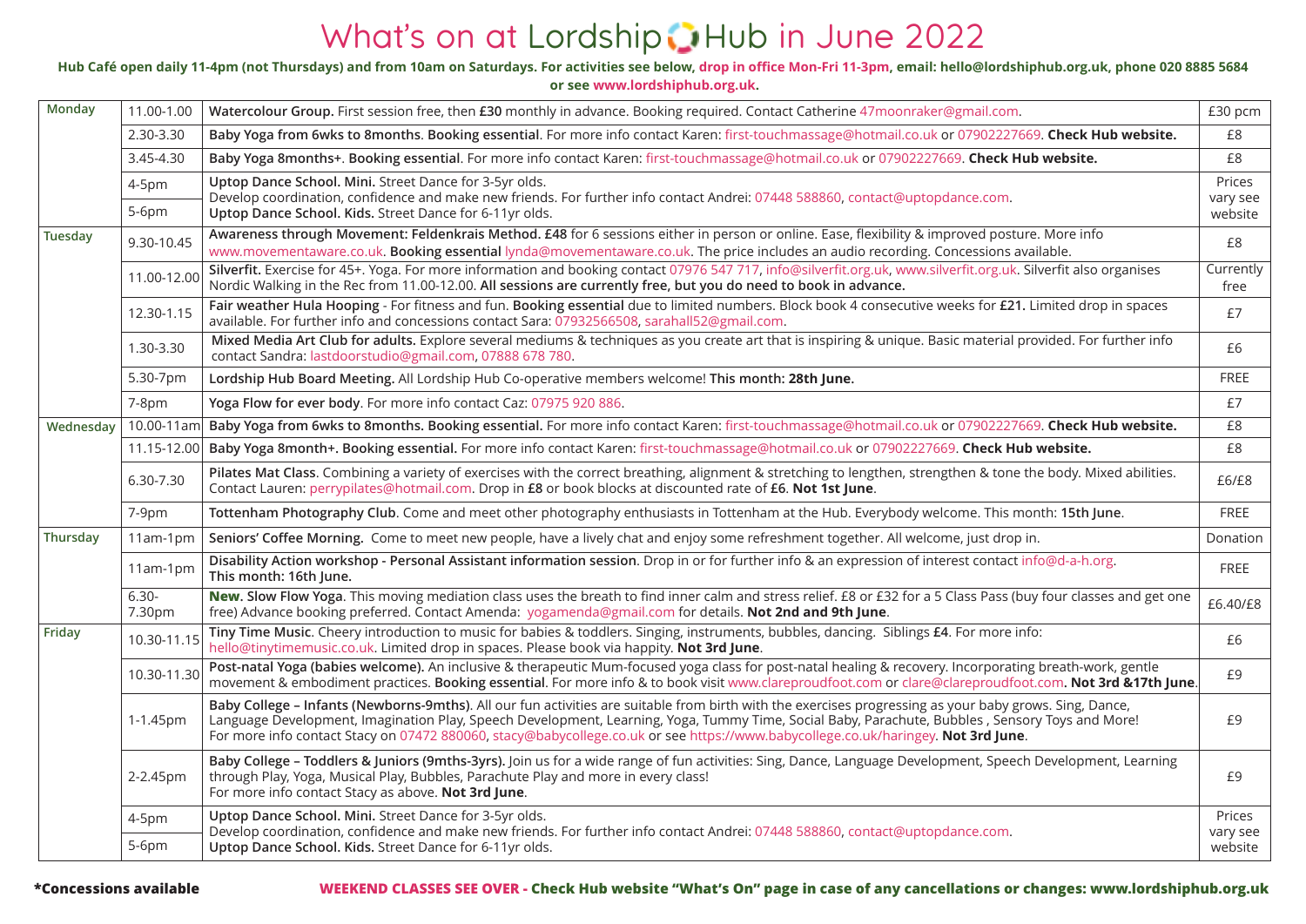# What's on at Lordship Hub in June 2022

**Hub Café open daily 11-4pm (not Thursdays) and from 10am on Saturdays. For activities see below, drop in office Mon-Fri 11-3pm, email: hello@lordshiphub.org.uk, phone 020 8885 5684 or see www.lordshiphub.org.uk.**

| Day | Time | Activity | Price |
|---|---|---|---|
| **Monday** | 11.00-1.00 | **Watercolour Group.** First session free, then **£30** monthly in advance. Booking required. Contact Catherine 47moonraker@gmail.com. | £30 pcm |
| | 2.30-3.30 | **Baby Yoga from 6wks to 8months**. **Booking essential**. For more info contact Karen: first-touchmassage@hotmail.co.uk or 07902227669. **Check Hub website.** | £8 |
| | 3.45-4.30 | **Baby Yoga 8months+**. **Booking essential**. For more info contact Karen: first-touchmassage@hotmail.co.uk or 07902227669. **Check Hub website.** | £8 |
| | 4-5pm | **Uptop Dance School. Mini.** Street Dance for 3-5yr olds. Develop coordination, confidence and make new friends. For further info contact Andrei: 07448 588860, contact@uptopdance.com. | Prices vary see website |
| | 5-6pm | **Uptop Dance School. Kids.** Street Dance for 6-11yr olds. | |
| **Tuesday** | 9.30-10.45 | **Awareness through Movement: Feldenkrais Method. £48** for 6 sessions either in person or online. Ease, flexibility & improved posture. More info www.movementaware.co.uk. **Booking essential** lynda@movementaware.co.uk. The price includes an audio recording. Concessions available. | £8 |
| | 11.00-12.00 | **Silverfit.** Exercise for 45+. Yoga. For more information and booking contact 07976 547 717, info@silverfit.org.uk, www.silverfit.org.uk. Silverfit also organises Nordic Walking in the Rec from 11.00-12.00. **All sessions are currently free, but you do need to book in advance.** | Currently free |
| | 12.30-1.15 | **Fair weather Hula Hooping** - For fitness and fun. **Booking essential** due to limited numbers. Block book 4 consecutive weeks for **£21.** Limited drop in spaces available. For further info and concessions contact Sara: 07932566508, sarahall52@gmail.com. | £7 |
| | 1.30-3.30 | **Mixed Media Art Club for adults.** Explore several mediums & techniques as you create art that is inspiring & unique. Basic material provided. For further info contact Sandra: lastdoorstudio@gmail.com, 07888 678 780. | £6 |
| | 5.30-7pm | **Lordship Hub Board Meeting.** All Lordship Hub Co-operative members welcome! **This month: 28th June.** | FREE |
| | 7-8pm | **Yoga Flow for ever body**. For more info contact Caz: 07975 920 886. | £7 |
| **Wednesday** | 10.00-11am | **Baby Yoga from 6wks to 8months. Booking essential.** For more info contact Karen: first-touchmassage@hotmail.co.uk or 07902227669. **Check Hub website.** | £8 |
| | 11.15-12.00 | **Baby Yoga 8month+. Booking essential.** For more info contact Karen: first-touchmassage@hotmail.co.uk or 07902227669. **Check Hub website.** | £8 |
| | 6.30-7.30 | **Pilates Mat Class**. Combining a variety of exercises with the correct breathing, alignment & stretching to lengthen, strengthen & tone the body. Mixed abilities. Contact Lauren: perrypilates@hotmail.com. Drop in **£8** or book blocks at discounted rate of **£6**. **Not 1st June**. | £6/£8 |
| | 7-9pm | **Tottenham Photography Club**. Come and meet other photography enthusiasts in Tottenham at the Hub. Everybody welcome. This month: **15th June**. | FREE |
| **Thursday** | 11am-1pm | **Seniors' Coffee Morning.** Come to meet new people, have a lively chat and enjoy some refreshment together. All welcome, just drop in. | Donation |
| | 11am-1pm | **Disability Action workshop - Personal Assistant information session**. Drop in or for further info & an expression of interest contact info@d-a-h.org. **This month: 16th June.** | FREE |
| | 6.30-7.30pm | **New. Slow Flow Yoga**. This moving mediation class uses the breath to find inner calm and stress relief. £8 or £32 for a 5 Class Pass (buy four classes and get one free) Advance booking preferred. Contact Amenda: yogamenda@gmail.com for details. **Not 2nd and 9th June**. | £6.40/£8 |
| **Friday** | 10.30-11.15 | **Tiny Time Music**. Cheery introduction to music for babies & toddlers. Singing, instruments, bubbles, dancing. Siblings **£4**. For more info: hello@tinytimemusic.co.uk. Limited drop in spaces. Please book via happity. **Not 3rd June**. | £6 |
| | 10.30-11.30 | **Post-natal Yoga (babies welcome).** An inclusive & therapeutic Mum-focused yoga class for post-natal healing & recovery. Incorporating breath-work, gentle movement & embodiment practices. **Booking essential**. For more info & to book visit www.clareproudfoot.com or clare@clareproudfoot.com**. Not 3rd &17th June**. | £9 |
| | 1-1.45pm | **Baby College – Infants (Newborns-9mths)**. All our fun activities are suitable from birth with the exercises progressing as your baby grows. Sing, Dance, Language Development, Imagination Play, Speech Development, Learning, Yoga, Tummy Time, Social Baby, Parachute, Bubbles , Sensory Toys and More! For more info contact Stacy on 07472 880060, stacy@babycollege.co.uk or see https://www.babycollege.co.uk/haringey. **Not 3rd June**. | £9 |
| | 2-2.45pm | **Baby College – Toddlers & Juniors (9mths-3yrs).** Join us for a wide range of fun activities: Sing, Dance, Language Development, Speech Development, Learning through Play, Yoga, Musical Play, Bubbles, Parachute Play and more in every class! For more info contact Stacy as above. **Not 3rd June**. | £9 |
| | 4-5pm | **Uptop Dance School. Mini.** Street Dance for 3-5yr olds. Develop coordination, confidence and make new friends. For further info contact Andrei: 07448 588860, contact@uptopdance.com. | Prices vary see website |
| | 5-6pm | **Uptop Dance School. Kids.** Street Dance for 6-11yr olds. | |

**\*Concessions available**

**WEEKEND CLASSES SEE OVER - Check Hub website "What's On" page in case of any cancellations or changes: www.lordshiphub.org.uk**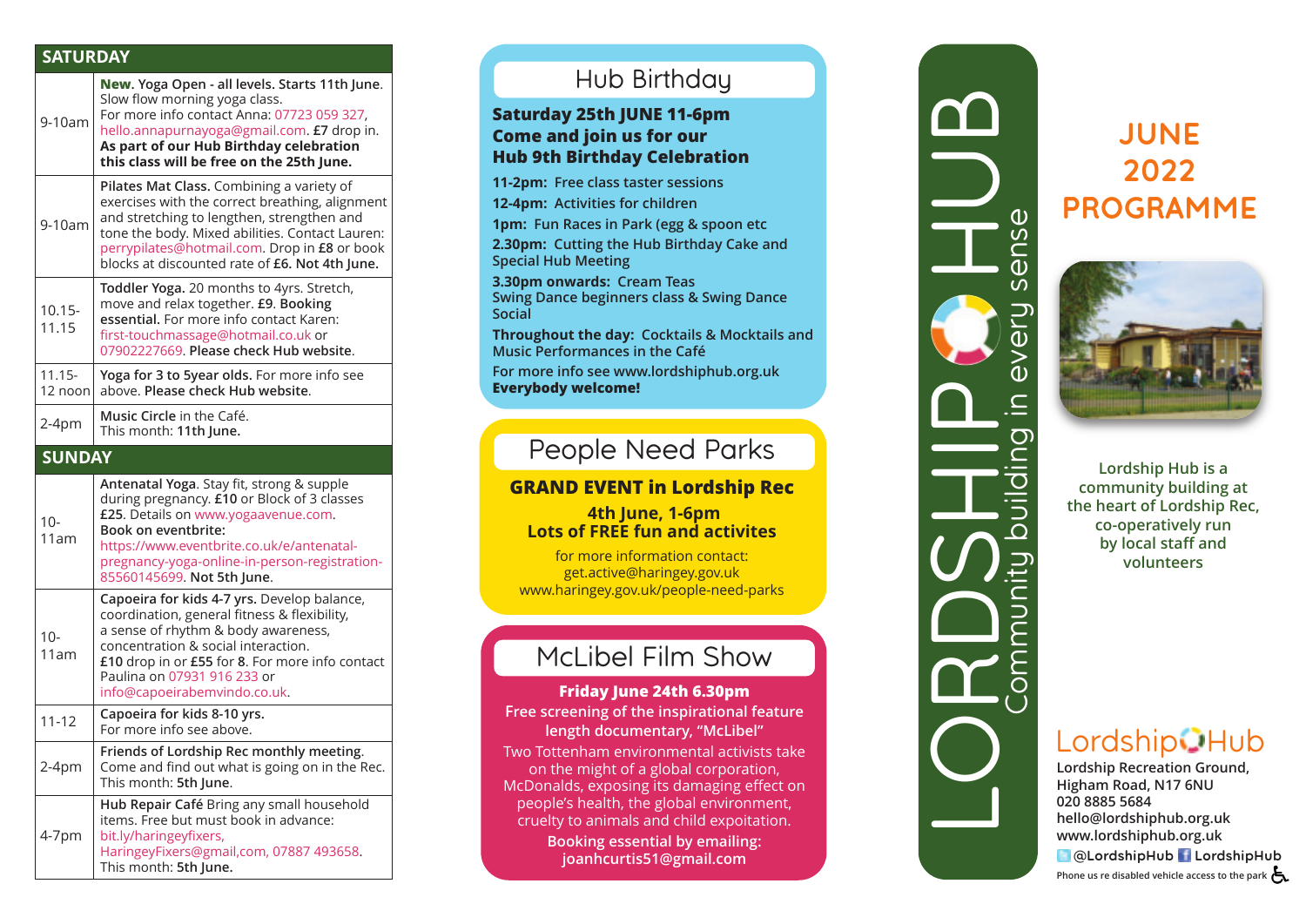## SATURDAY

| | |
|---|---|
| 9-10am | **New**. Yoga Open - all levels. Starts 11th June. Slow flow morning yoga class. For more info contact Anna: 07723 059 327, hello.annapurnayoga@gmail.com. **£7** drop in. **As part of our Hub Birthday celebration this class will be free on the 25th June.** |
| 9-10am | **Pilates Mat Class.** Combining a variety of exercises with the correct breathing, alignment and stretching to lengthen, strengthen and tone the body. Mixed abilities. Contact Lauren: perrypilates@hotmail.com. Drop in **£8** or book blocks at discounted rate of **£6. Not 4th June.** |
| 10.15-11.15 | **Toddler Yoga.** 20 months to 4yrs. Stretch, move and relax together. **£9**. **Booking essential.** For more info contact Karen: first-touchmassage@hotmail.co.uk or 07902227669. **Please check Hub website**. |
| 11.15-12 noon | **Yoga for 3 to 5year olds.** For more info see above. **Please check Hub website**. |
| 2-4pm | **Music Circle** in the Café. This month: **11th June.** |

## SUNDAY

| | |
|---|---|
| 10-11am | **Antenatal Yoga**. Stay fit, strong & supple during pregnancy. **£10** or Block of 3 classes **£25**. Details on www.yogaavenue.com. **Book on eventbrite:** https://www.eventbrite.co.uk/e/antenatal-pregnancy-yoga-online-in-person-registration-85560145699. **Not 5th June**. |
| 10-11am | **Capoeira for kids 4-7 yrs.** Develop balance, coordination, general fitness & flexibility, a sense of rhythm & body awareness, concentration & social interaction. **£10** drop in or **£55** for **8**. For more info contact Paulina on 07931 916 233 or info@capoeirabemvindo.co.uk. |
| 11-12 | **Capoeira for kids 8-10 yrs.** For more info see above. |
| 2-4pm | **Friends of Lordship Rec monthly meeting**. Come and find out what is going on in the Rec. This month: **5th June**. |
| 4-7pm | **Hub Repair Café** Bring any small household items. Free but must book in advance: bit.ly/haringeyfixers, HaringeyFixers@gmail,com, 07887 493658. This month: **5th June.** |

## Hub Birthday

**Saturday 25th JUNE 11-6pm**
**Come and join us for our Hub 9th Birthday Celebration**

**11-2pm:** Free class taster sessions

**12-4pm:** Activities for children

**1pm:** Fun Races in Park (egg & spoon etc

**2.30pm:** Cutting the Hub Birthday Cake and Special Hub Meeting

**3.30pm onwards:** Cream Teas
Swing Dance beginners class & Swing Dance Social

**Throughout the day:** Cocktails & Mocktails and Music Performances in the Café

For more info see www.lordshiphub.org.uk
**Everybody welcome!**

## People Need Parks

**GRAND EVENT in Lordship Rec**

**4th June, 1-6pm**
**Lots of FREE fun and activites**

for more information contact:
get.active@haringey.gov.uk
www.haringey.gov.uk/people-need-parks

## McLibel Film Show

**Friday June 24th 6.30pm**

**Free screening of the inspirational feature length documentary, "McLibel"**

Two Tottenham environmental activists take on the might of a global corporation, McDonalds, exposing its damaging effect on people's health, the global environment, cruelty to animals and child expoitation.

**Booking essential by emailing: joanhcurtis51@gmail.com**

# LORDSHIP HUB

Community building in every sense

# JUNE 2022 PROGRAMME

**Lordship Hub is a community building at the heart of Lordship Rec, co-operatively run by local staff and volunteers**

## Lordship Hub

**Lordship Recreation Ground, Higham Road, N17 6NU**
**020 8885 5684**
**hello@lordshiphub.org.uk**
**www.lordshiphub.org.uk**
**@LordshipHub LordshipHub**

Phone us re disabled vehicle access to the park